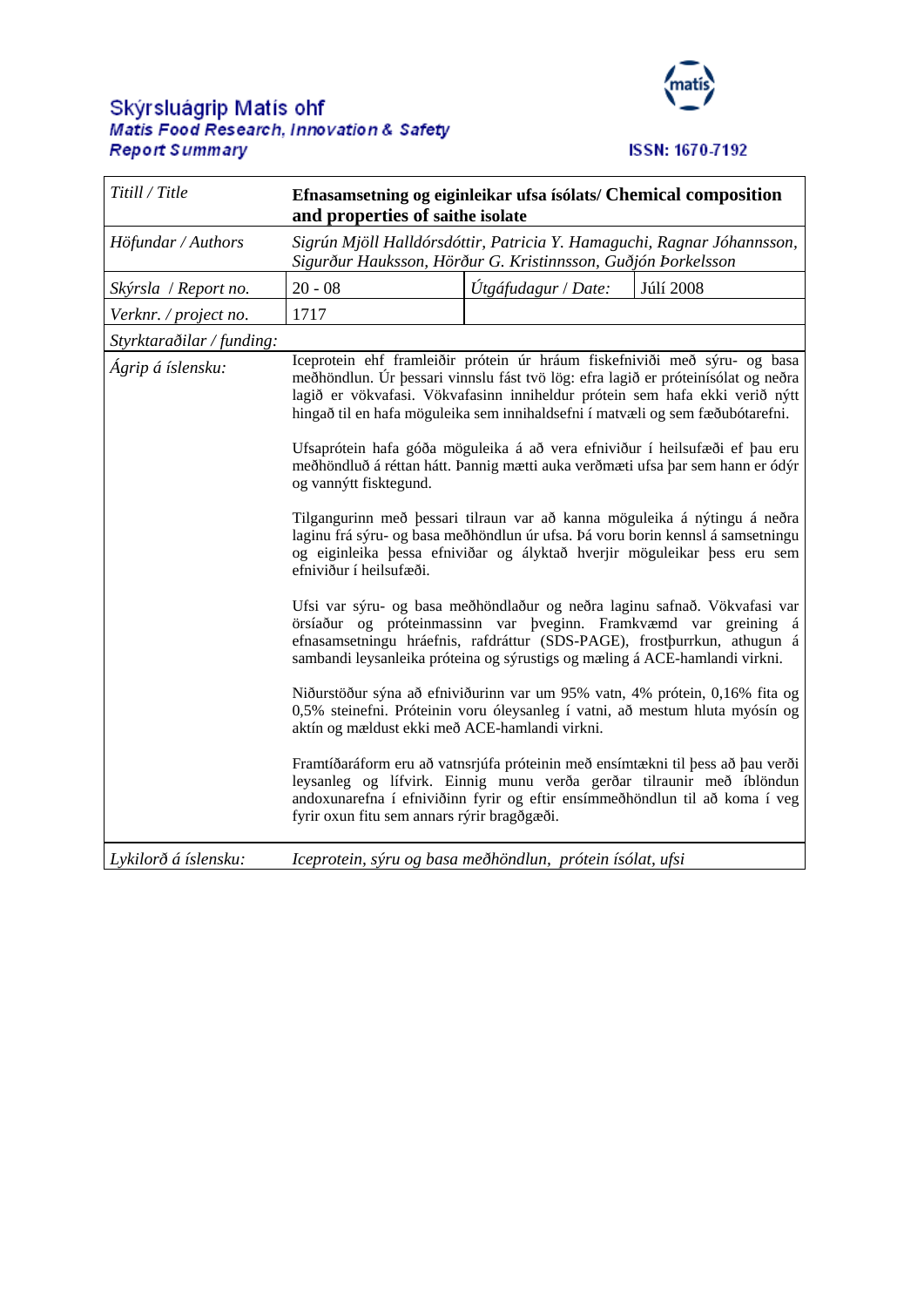# Skýrsluágrip Matís ohf
## Matis Food Research, Innovation & Safety
## Report Summary

ISSN: 1670-7192

| | | | |
|---|---|---|---|
| *Titill / Title* | **Efnasamsetning og eiginleikar ufsa ísólats/ Chemical composition and properties of saithe isolate** | | |
| *Höfundar / Authors* | *Sigrún Mjöll Halldórsdóttir, Patricia Y. Hamaguchi, Ragnar Jóhannsson, Sigurður Hauksson, Hörður G. Kristinnsson, Guðjón Þorkelsson* | | |
| *Skýrsla / Report no.* | 20 - 08 | *Útgáfudagur / Date:* | Júlí 2008 |
| *Verknr. / project no.* | 1717 | | |
| *Styrktaraðilar / funding:* | | | |
| *Ágrip á íslensku:* | Iceprotein ehf framleiðir prótein úr hráum fiskefniviði með sýru- og basa meðhöndlun. Úr þessari vinnslu fást tvö lög: efra lagið er próteinísólat og neðra lagið er vökvafasi. Vökvafasinn inniheldur prótein sem hafa ekki verið nýtt hingað til en hafa möguleika sem innihaldsefni í matvæli og sem fæðubótarefni.<br><br>Ufsaprótein hafa góða möguleika á að vera efniviður í heilsufæði ef þau eru meðhöndluð á réttan hátt. Þannig mætti auka verðmæti ufsa þar sem hann er ódýr og vannýtt fisktegund.<br><br>Tilgangurinn með þessari tilraun var að kanna möguleika á nýtingu á neðra laginu frá sýru- og basa meðhöndlun úr ufsa. Þá voru borin kennsl á samsetningu og eiginleika þessa efniviðar og ályktað hverjir möguleikar þess eru sem efniviður í heilsufæði.<br><br>Ufsi var sýru- og basa meðhöndlaður og neðra laginu safnað. Vökvafasi var örsíaður og próteinmassinn var þveginn. Framkvæmd var greining á efnasamsetningu hráefnis, rafdráttur (SDS-PAGE), frostþurrkun, athugun á sambandi leysanleika próteina og sýrustigs og mæling á ACE-hamlandi virkni.<br><br>Niðurstöður sýna að efniviðurinn var um 95% vatn, 4% prótein, 0,16% fita og 0,5% steinefni. Próteinin voru óleysanleg í vatni, að mestum hluta myósín og aktín og mældust ekki með ACE-hamlandi virkni.<br><br>Framtíðaráform eru að vatnsrjúfa próteinin með ensímtækni til þess að þau verði leysanleg og lífvirk. Einnig munu verða gerðar tilraunir með íblöndun andoxunarefna í efniviðinn fyrir og eftir ensímmeðhöndlun til að koma í veg fyrir oxun fitu sem annars rýrir bragðgæði. | | |
| *Lykilorð á íslensku:* | *Iceprotein, sýru og basa meðhöndlun, prótein ísólat, ufsi* | | |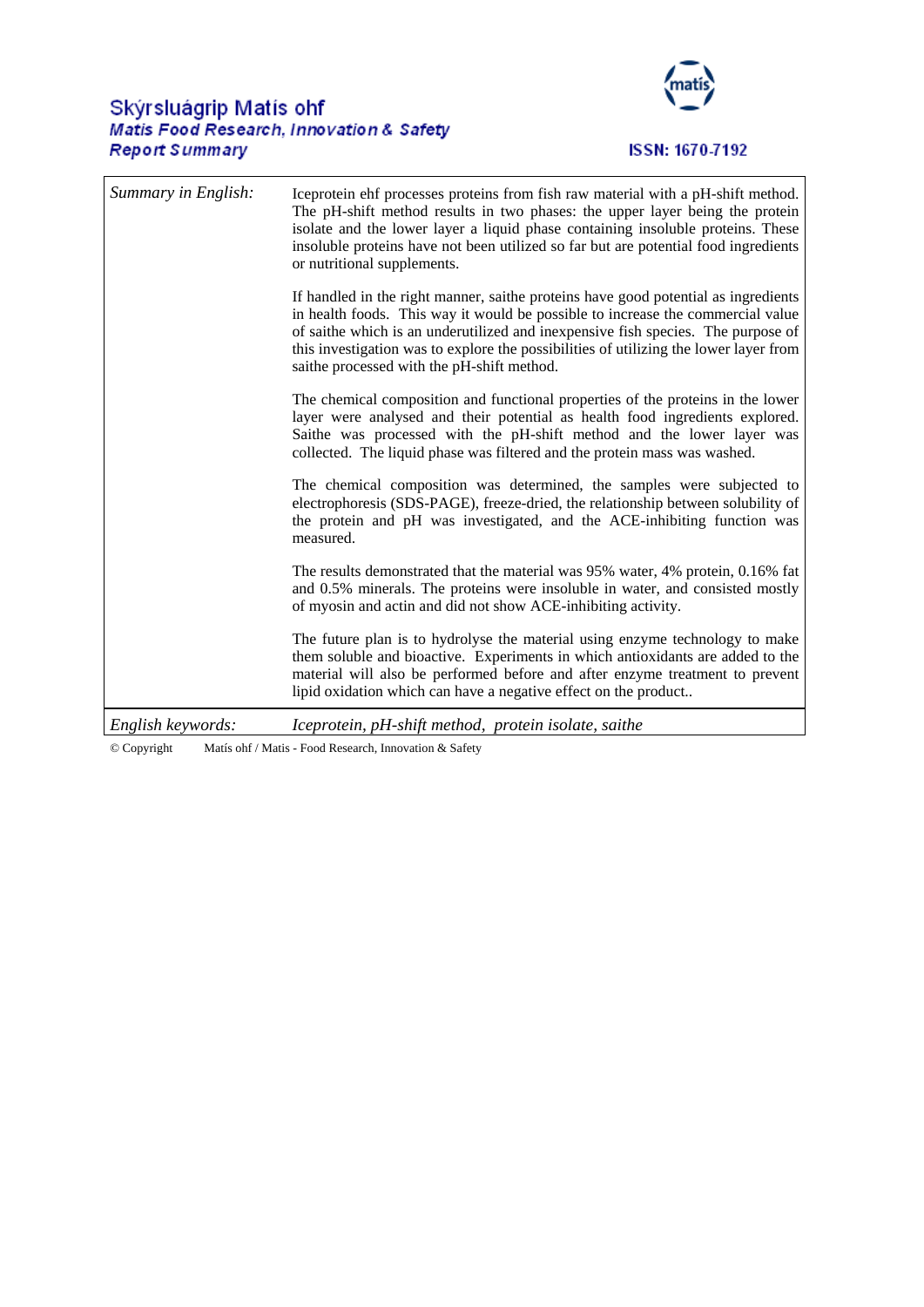# Skýrsluágrip Matís ohf

## *Matis Food Research, Innovation & Safety*

## *Report Summary*

ISSN: 1670-7192

| | |
|---|---|
| *Summary in English:* | Iceprotein ehf processes proteins from fish raw material with a pH-shift method. The pH-shift method results in two phases: the upper layer being the protein isolate and the lower layer a liquid phase containing insoluble proteins. These insoluble proteins have not been utilized so far but are potential food ingredients or nutritional supplements.<br><br>If handled in the right manner, saithe proteins have good potential as ingredients in health foods. This way it would be possible to increase the commercial value of saithe which is an underutilized and inexpensive fish species. The purpose of this investigation was to explore the possibilities of utilizing the lower layer from saithe processed with the pH-shift method.<br><br>The chemical composition and functional properties of the proteins in the lower layer were analysed and their potential as health food ingredients explored. Saithe was processed with the pH-shift method and the lower layer was collected. The liquid phase was filtered and the protein mass was washed.<br><br>The chemical composition was determined, the samples were subjected to electrophoresis (SDS-PAGE), freeze-dried, the relationship between solubility of the protein and pH was investigated, and the ACE-inhibiting function was measured.<br><br>The results demonstrated that the material was 95% water, 4% protein, 0.16% fat and 0.5% minerals. The proteins were insoluble in water, and consisted mostly of myosin and actin and did not show ACE-inhibiting activity.<br><br>The future plan is to hydrolyse the material using enzyme technology to make them soluble and bioactive. Experiments in which antioxidants are added to the material will also be performed before and after enzyme treatment to prevent lipid oxidation which can have a negative effect on the product.. |
| *English keywords:* | *Iceprotein, pH-shift method, protein isolate, saithe* |

© Copyright Matís ohf / Matis - Food Research, Innovation & Safety